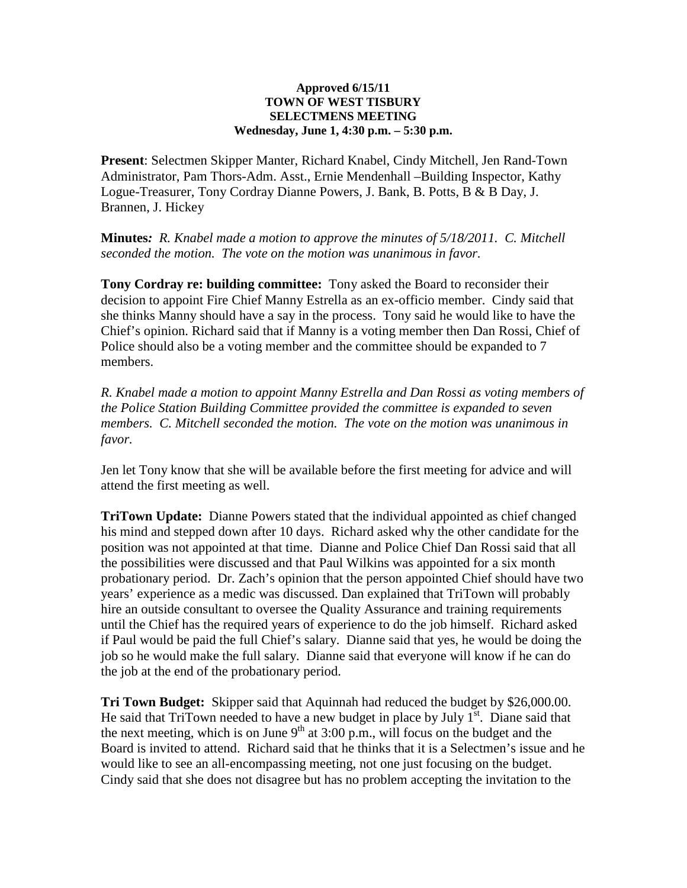**Approved 6/15/11**
**TOWN OF WEST TISBURY**
**SELECTMENS MEETING**
**Wednesday, June 1, 4:30 p.m. – 5:30 p.m.**

**Present**: Selectmen Skipper Manter, Richard Knabel, Cindy Mitchell, Jen Rand-Town Administrator, Pam Thors-Adm. Asst., Ernie Mendenhall –Building Inspector, Kathy Logue-Treasurer, Tony Cordray Dianne Powers, J. Bank, B. Potts, B & B Day, J. Brannen, J. Hickey

**Minutes***:* *R. Knabel made a motion to approve the minutes of 5/18/2011. C. Mitchell seconded the motion. The vote on the motion was unanimous in favor.*

**Tony Cordray re: building committee:** Tony asked the Board to reconsider their decision to appoint Fire Chief Manny Estrella as an ex-officio member. Cindy said that she thinks Manny should have a say in the process. Tony said he would like to have the Chief's opinion. Richard said that if Manny is a voting member then Dan Rossi, Chief of Police should also be a voting member and the committee should be expanded to 7 members.

*R. Knabel made a motion to appoint Manny Estrella and Dan Rossi as voting members of the Police Station Building Committee provided the committee is expanded to seven members. C. Mitchell seconded the motion. The vote on the motion was unanimous in favor.*

Jen let Tony know that she will be available before the first meeting for advice and will attend the first meeting as well.

**TriTown Update:** Dianne Powers stated that the individual appointed as chief changed his mind and stepped down after 10 days. Richard asked why the other candidate for the position was not appointed at that time. Dianne and Police Chief Dan Rossi said that all the possibilities were discussed and that Paul Wilkins was appointed for a six month probationary period. Dr. Zach's opinion that the person appointed Chief should have two years' experience as a medic was discussed. Dan explained that TriTown will probably hire an outside consultant to oversee the Quality Assurance and training requirements until the Chief has the required years of experience to do the job himself. Richard asked if Paul would be paid the full Chief's salary. Dianne said that yes, he would be doing the job so he would make the full salary. Dianne said that everyone will know if he can do the job at the end of the probationary period.

**Tri Town Budget:** Skipper said that Aquinnah had reduced the budget by $26,000.00. He said that TriTown needed to have a new budget in place by July 1st. Diane said that the next meeting, which is on June 9th at 3:00 p.m., will focus on the budget and the Board is invited to attend. Richard said that he thinks that it is a Selectmen's issue and he would like to see an all-encompassing meeting, not one just focusing on the budget. Cindy said that she does not disagree but has no problem accepting the invitation to the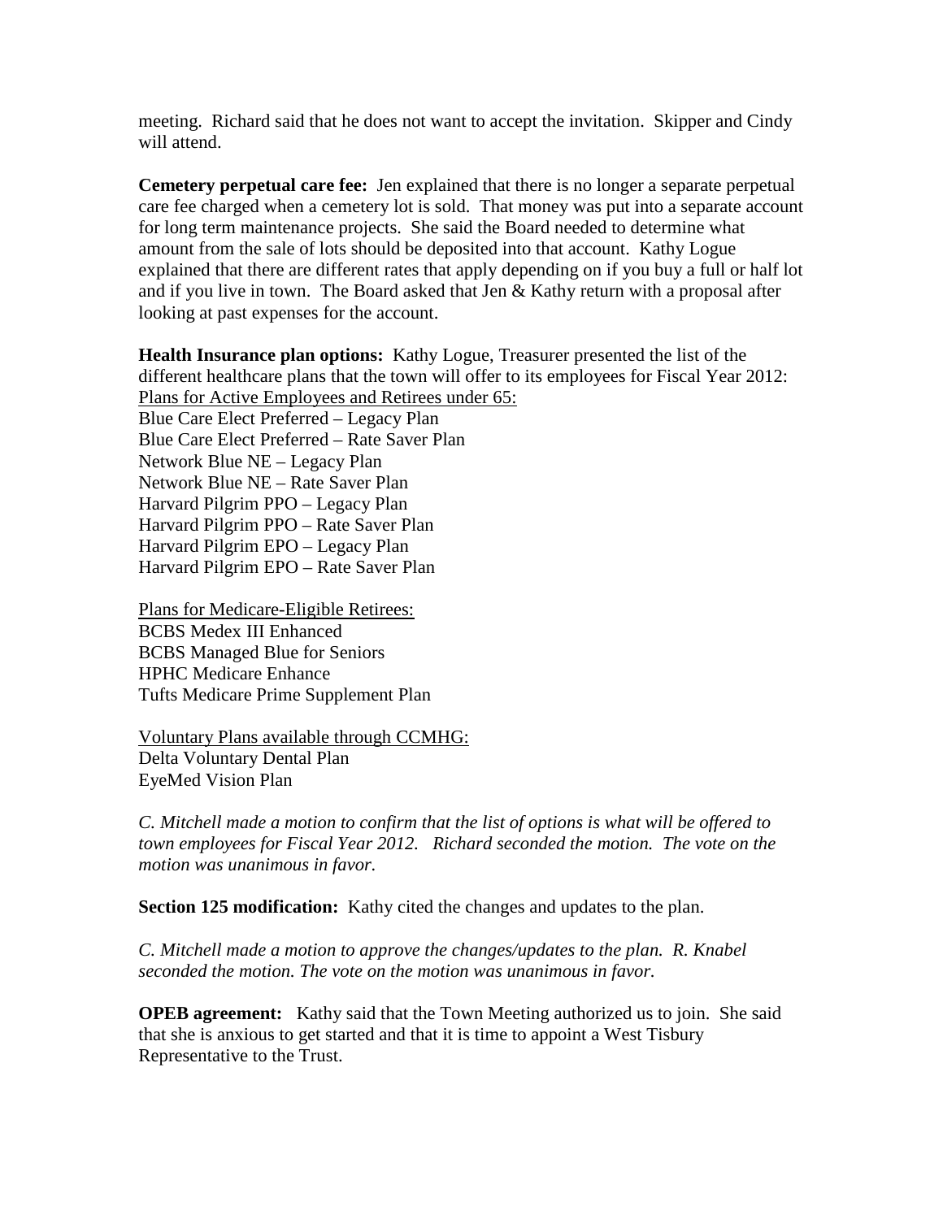meeting. Richard said that he does not want to accept the invitation. Skipper and Cindy will attend.

**Cemetery perpetual care fee:** Jen explained that there is no longer a separate perpetual care fee charged when a cemetery lot is sold. That money was put into a separate account for long term maintenance projects. She said the Board needed to determine what amount from the sale of lots should be deposited into that account. Kathy Logue explained that there are different rates that apply depending on if you buy a full or half lot and if you live in town. The Board asked that Jen & Kathy return with a proposal after looking at past expenses for the account.

**Health Insurance plan options:** Kathy Logue, Treasurer presented the list of the different healthcare plans that the town will offer to its employees for Fiscal Year 2012:

<u>Plans for Active Employees and Retirees under 65:</u>
Blue Care Elect Preferred – Legacy Plan
Blue Care Elect Preferred – Rate Saver Plan
Network Blue NE – Legacy Plan
Network Blue NE – Rate Saver Plan
Harvard Pilgrim PPO – Legacy Plan
Harvard Pilgrim PPO – Rate Saver Plan
Harvard Pilgrim EPO – Legacy Plan
Harvard Pilgrim EPO – Rate Saver Plan

<u>Plans for Medicare-Eligible Retirees:</u>
BCBS Medex III Enhanced
BCBS Managed Blue for Seniors
HPHC Medicare Enhance
Tufts Medicare Prime Supplement Plan

<u>Voluntary Plans available through CCMHG:</u>
Delta Voluntary Dental Plan
EyeMed Vision Plan

*C. Mitchell made a motion to confirm that the list of options is what will be offered to town employees for Fiscal Year 2012. Richard seconded the motion. The vote on the motion was unanimous in favor.*

**Section 125 modification:** Kathy cited the changes and updates to the plan.

*C. Mitchell made a motion to approve the changes/updates to the plan. R. Knabel seconded the motion. The vote on the motion was unanimous in favor.*

**OPEB agreement:** Kathy said that the Town Meeting authorized us to join. She said that she is anxious to get started and that it is time to appoint a West Tisbury Representative to the Trust.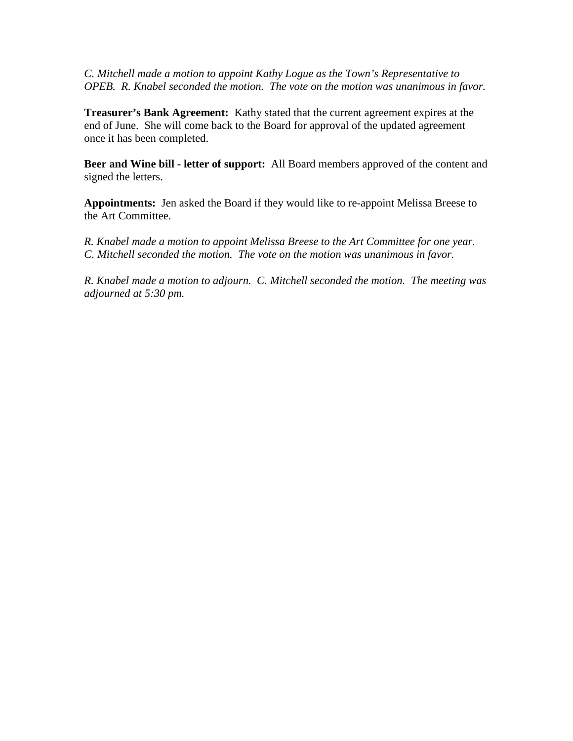*C. Mitchell made a motion to appoint Kathy Logue as the Town's Representative to OPEB. R. Knabel seconded the motion. The vote on the motion was unanimous in favor.*

**Treasurer's Bank Agreement:** Kathy stated that the current agreement expires at the end of June. She will come back to the Board for approval of the updated agreement once it has been completed.

**Beer and Wine bill - letter of support:** All Board members approved of the content and signed the letters.

**Appointments:** Jen asked the Board if they would like to re-appoint Melissa Breese to the Art Committee.

*R. Knabel made a motion to appoint Melissa Breese to the Art Committee for one year. C. Mitchell seconded the motion. The vote on the motion was unanimous in favor.*

*R. Knabel made a motion to adjourn. C. Mitchell seconded the motion. The meeting was adjourned at 5:30 pm.*